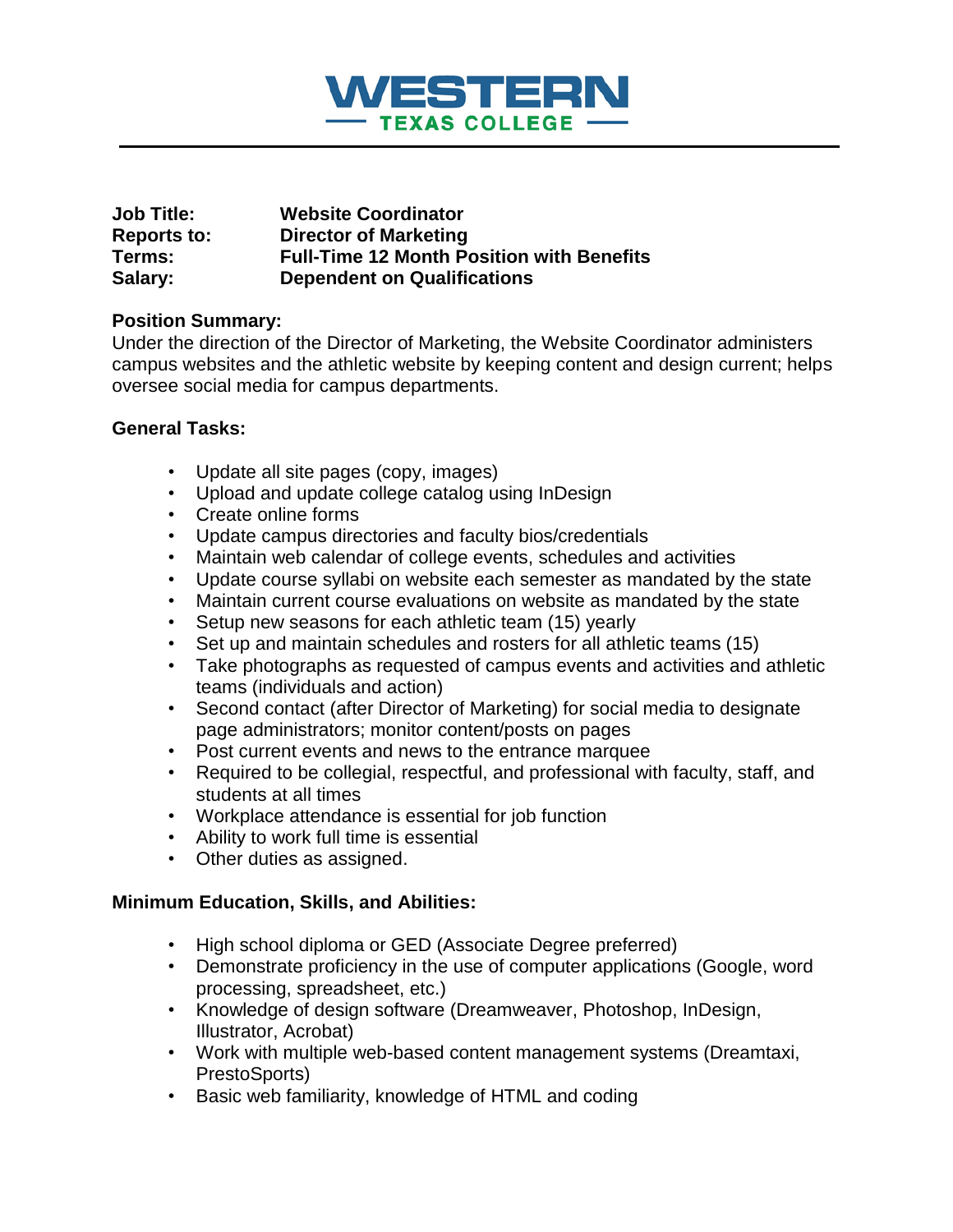# WESTERN TEXAS COLLEGE

**Job Title:** **Website Coordinator**
**Reports to:** **Director of Marketing**
**Terms:** **Full-Time 12 Month Position with Benefits**
**Salary:** **Dependent on Qualifications**

**Position Summary:**
Under the direction of the Director of Marketing, the Website Coordinator administers campus websites and the athletic website by keeping content and design current; helps oversee social media for campus departments.

**General Tasks:**

- Update all site pages (copy, images)
- Upload and update college catalog using InDesign
- Create online forms
- Update campus directories and faculty bios/credentials
- Maintain web calendar of college events, schedules and activities
- Update course syllabi on website each semester as mandated by the state
- Maintain current course evaluations on website as mandated by the state
- Setup new seasons for each athletic team (15) yearly
- Set up and maintain schedules and rosters for all athletic teams (15)
- Take photographs as requested of campus events and activities and athletic teams (individuals and action)
- Second contact (after Director of Marketing) for social media to designate page administrators; monitor content/posts on pages
- Post current events and news to the entrance marquee
- Required to be collegial, respectful, and professional with faculty, staff, and students at all times
- Workplace attendance is essential for job function
- Ability to work full time is essential
- Other duties as assigned.

**Minimum Education, Skills, and Abilities:**

- High school diploma or GED (Associate Degree preferred)
- Demonstrate proficiency in the use of computer applications (Google, word processing, spreadsheet, etc.)
- Knowledge of design software (Dreamweaver, Photoshop, InDesign, Illustrator, Acrobat)
- Work with multiple web-based content management systems (Dreamtaxi, PrestoSports)
- Basic web familiarity, knowledge of HTML and coding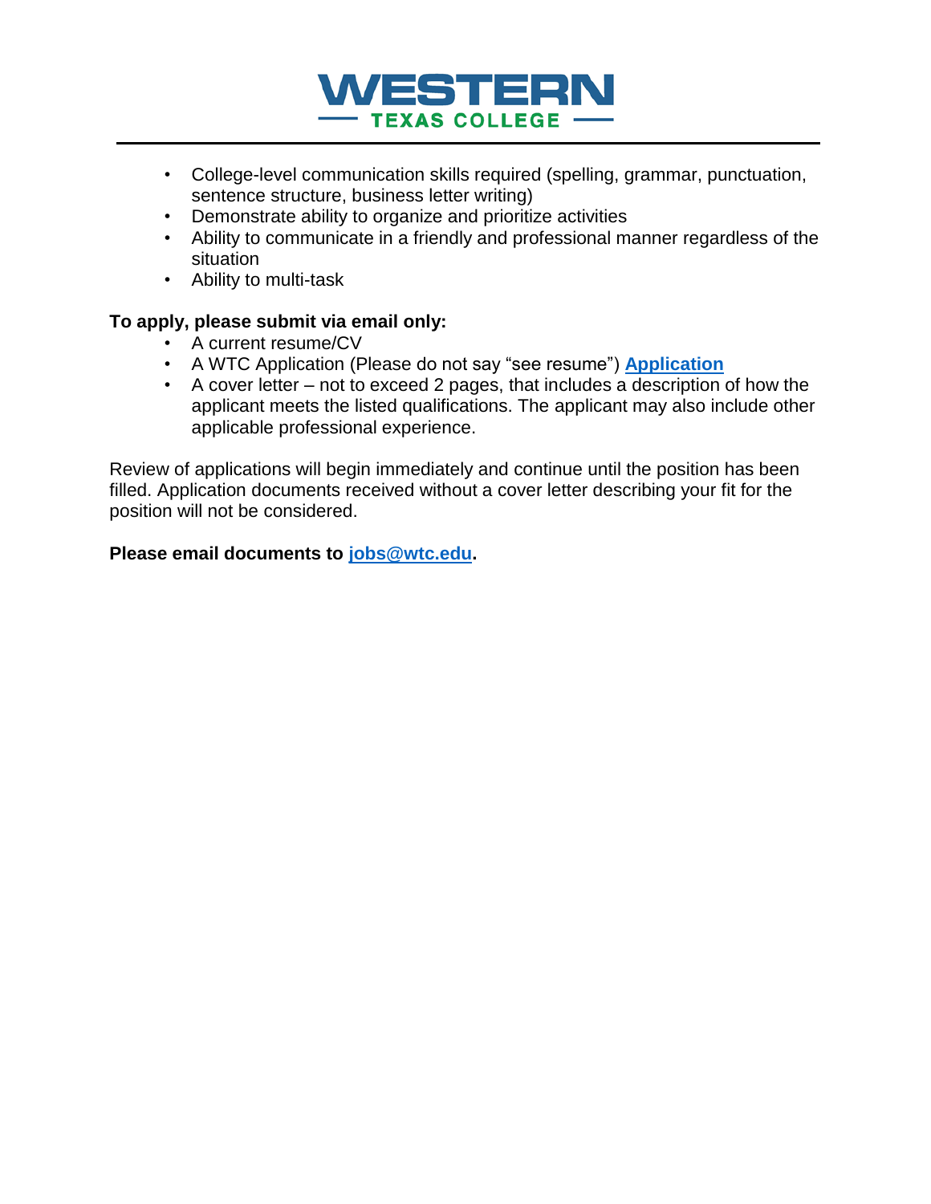- College-level communication skills required (spelling, grammar, punctuation, sentence structure, business letter writing)
- Demonstrate ability to organize and prioritize activities
- Ability to communicate in a friendly and professional manner regardless of the situation
- Ability to multi-task

**To apply, please submit via email only:**

- A current resume/CV
- A WTC Application (Please do not say "see resume") **Application**
- A cover letter – not to exceed 2 pages, that includes a description of how the applicant meets the listed qualifications. The applicant may also include other applicable professional experience.

Review of applications will begin immediately and continue until the position has been filled. Application documents received without a cover letter describing your fit for the position will not be considered.

**Please email documents to jobs@wtc.edu.**